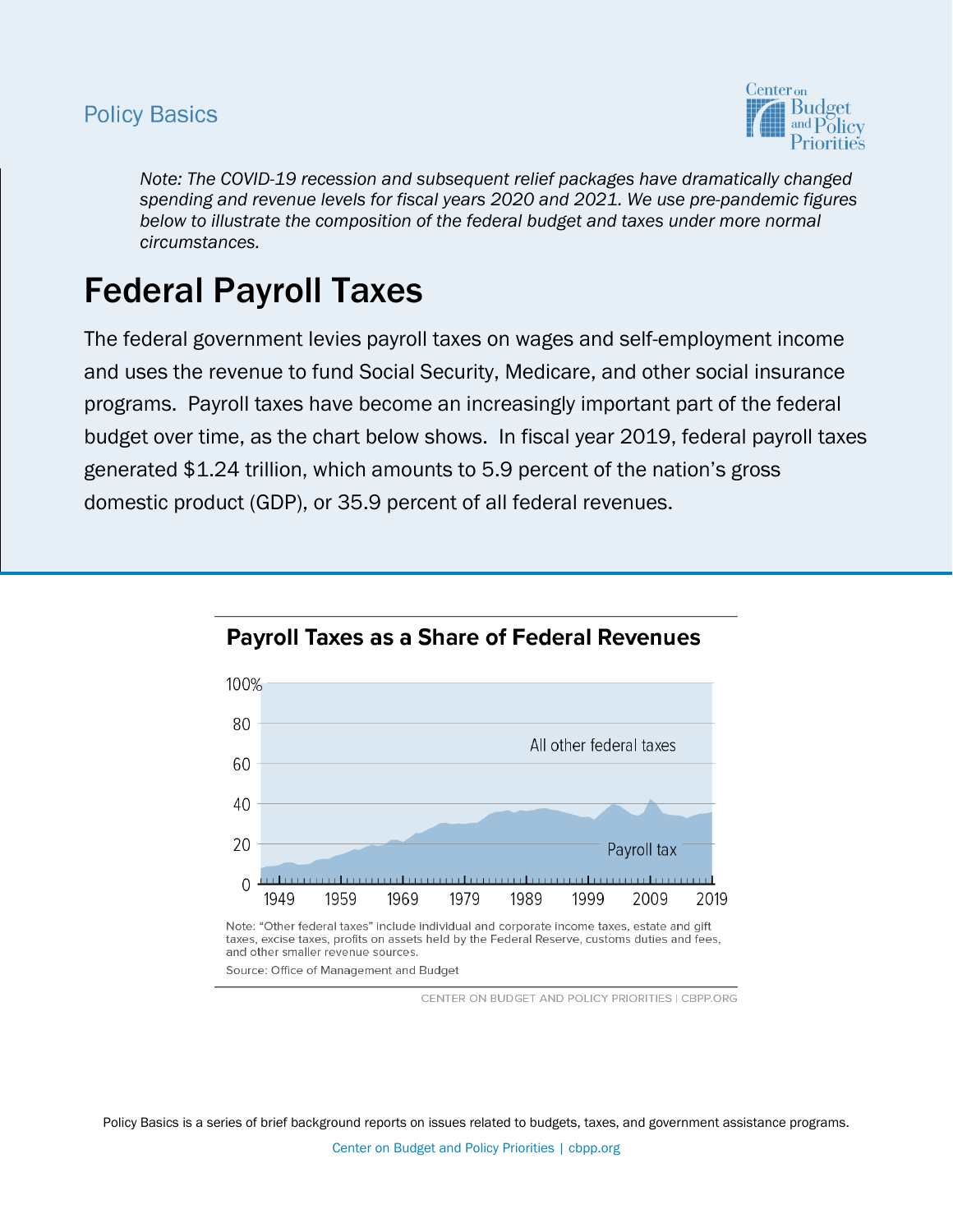Policy Basics

*Note: The COVID-19 recession and subsequent relief packages have dramatically changed spending and revenue levels for fiscal years 2020 and 2021. We use pre-pandemic figures below to illustrate the composition of the federal budget and taxes under more normal circumstances.*

# Federal Payroll Taxes

The federal government levies payroll taxes on wages and self-employment income and uses the revenue to fund Social Security, Medicare, and other social insurance programs. Payroll taxes have become an increasingly important part of the federal budget over time, as the chart below shows. In fiscal year 2019, federal payroll taxes generated $1.24 trillion, which amounts to 5.9 percent of the nation's gross domestic product (GDP), or 35.9 percent of all federal revenues.

**Payroll Taxes as a Share of Federal Revenues**

Note: "Other federal taxes" include individual and corporate income taxes, estate and gift taxes, excise taxes, profits on assets held by the Federal Reserve, customs duties and fees, and other smaller revenue sources.

Source: Office of Management and Budget

CENTER ON BUDGET AND POLICY PRIORITIES | CBPP.ORG

Policy Basics is a series of brief background reports on issues related to budgets, taxes, and government assistance programs.

Center on Budget and Policy Priorities | cbpp.org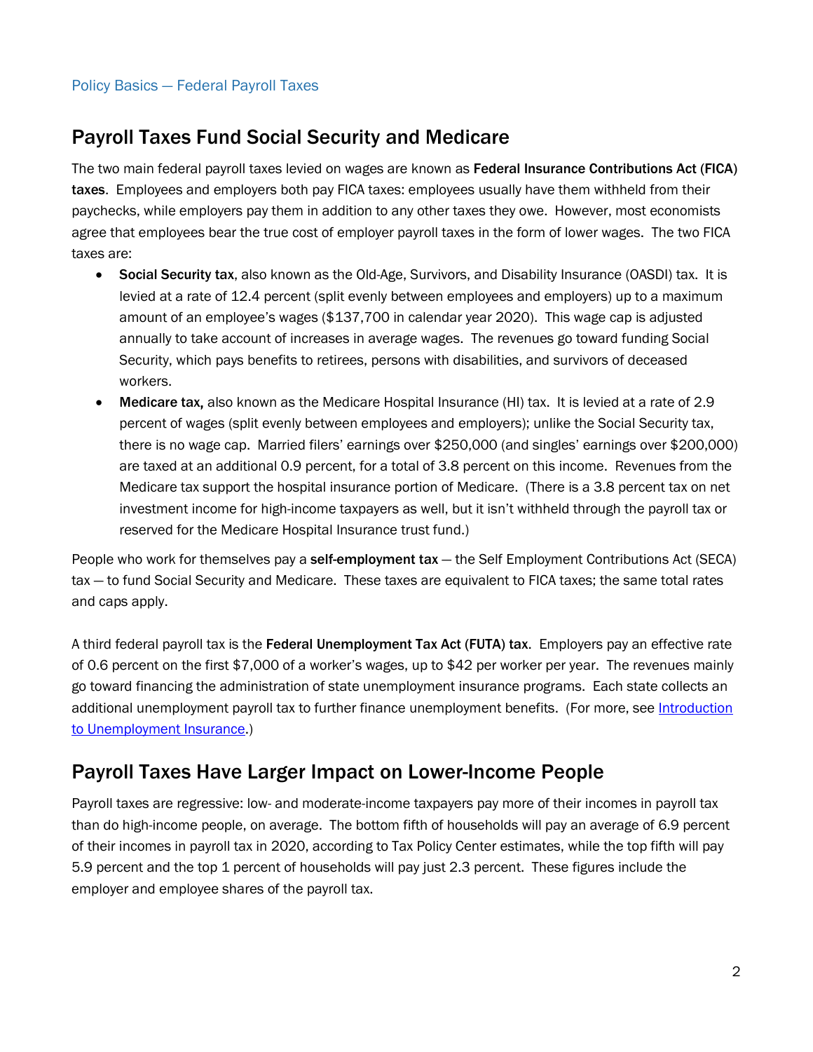Policy Basics — Federal Payroll Taxes

## Payroll Taxes Fund Social Security and Medicare

The two main federal payroll taxes levied on wages are known as **Federal Insurance Contributions Act (FICA) taxes**. Employees and employers both pay FICA taxes: employees usually have them withheld from their paychecks, while employers pay them in addition to any other taxes they owe. However, most economists agree that employees bear the true cost of employer payroll taxes in the form of lower wages. The two FICA taxes are:

- **Social Security tax**, also known as the Old-Age, Survivors, and Disability Insurance (OASDI) tax. It is levied at a rate of 12.4 percent (split evenly between employees and employers) up to a maximum amount of an employee's wages ($137,700 in calendar year 2020). This wage cap is adjusted annually to take account of increases in average wages. The revenues go toward funding Social Security, which pays benefits to retirees, persons with disabilities, and survivors of deceased workers.
- **Medicare tax,** also known as the Medicare Hospital Insurance (HI) tax. It is levied at a rate of 2.9 percent of wages (split evenly between employees and employers); unlike the Social Security tax, there is no wage cap. Married filers' earnings over $250,000 (and singles' earnings over $200,000) are taxed at an additional 0.9 percent, for a total of 3.8 percent on this income. Revenues from the Medicare tax support the hospital insurance portion of Medicare. (There is a 3.8 percent tax on net investment income for high-income taxpayers as well, but it isn't withheld through the payroll tax or reserved for the Medicare Hospital Insurance trust fund.)

People who work for themselves pay a **self-employment tax** — the Self Employment Contributions Act (SECA) tax — to fund Social Security and Medicare. These taxes are equivalent to FICA taxes; the same total rates and caps apply.

A third federal payroll tax is the **Federal Unemployment Tax Act (FUTA) tax**. Employers pay an effective rate of 0.6 percent on the first $7,000 of a worker's wages, up to $42 per worker per year. The revenues mainly go toward financing the administration of state unemployment insurance programs. Each state collects an additional unemployment payroll tax to further finance unemployment benefits. (For more, see Introduction to Unemployment Insurance.)

## Payroll Taxes Have Larger Impact on Lower-Income People

Payroll taxes are regressive: low- and moderate-income taxpayers pay more of their incomes in payroll tax than do high-income people, on average. The bottom fifth of households will pay an average of 6.9 percent of their incomes in payroll tax in 2020, according to Tax Policy Center estimates, while the top fifth will pay 5.9 percent and the top 1 percent of households will pay just 2.3 percent. These figures include the employer and employee shares of the payroll tax.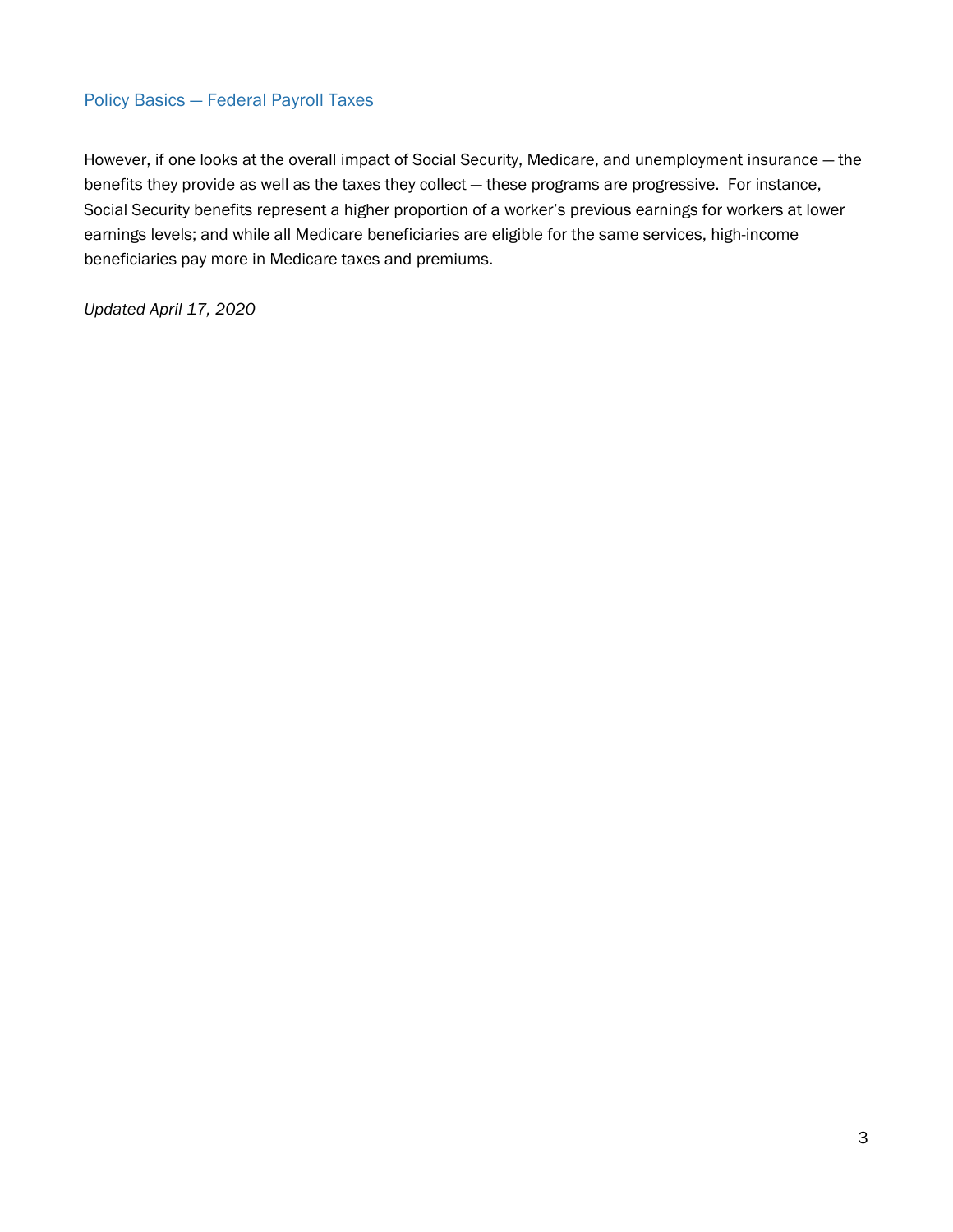However, if one looks at the overall impact of Social Security, Medicare, and unemployment insurance — the benefits they provide as well as the taxes they collect — these programs are progressive. For instance, Social Security benefits represent a higher proportion of a worker's previous earnings for workers at lower earnings levels; and while all Medicare beneficiaries are eligible for the same services, high-income beneficiaries pay more in Medicare taxes and premiums.

*Updated April 17, 2020*